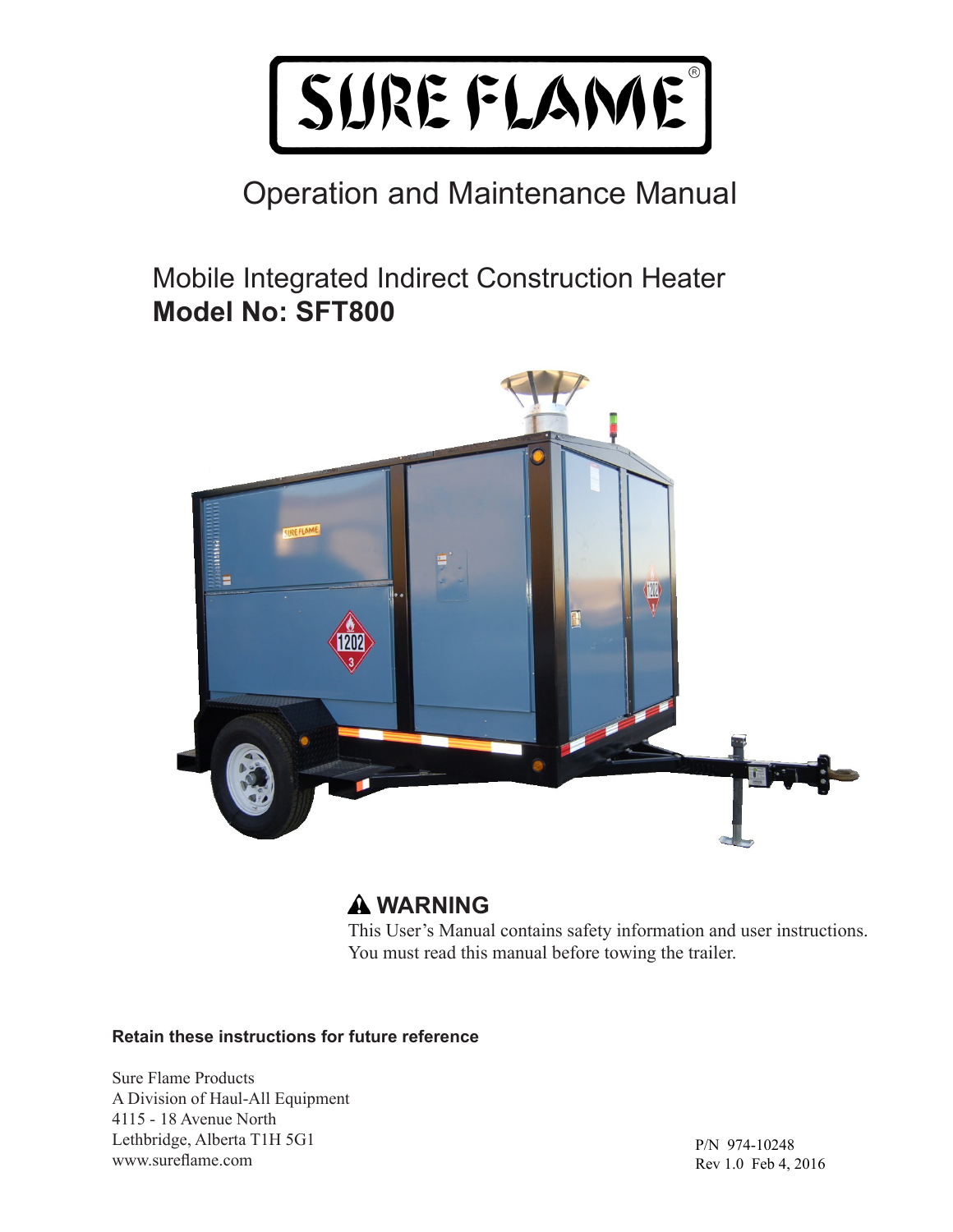# SURE FLAME®

## Operation and Maintenance Manual

### Mobile Integrated Indirect Construction Heater
**Model No: SFT800**

**⚠ WARNING**

This User's Manual contains safety information and user instructions. You must read this manual before towing the trailer.

**Retain these instructions for future reference**

Sure Flame Products
A Division of Haul-All Equipment
4115 - 18 Avenue North
Lethbridge, Alberta T1H 5G1
www.sureflame.com

P/N 974-10248
Rev 1.0 Feb 4, 2016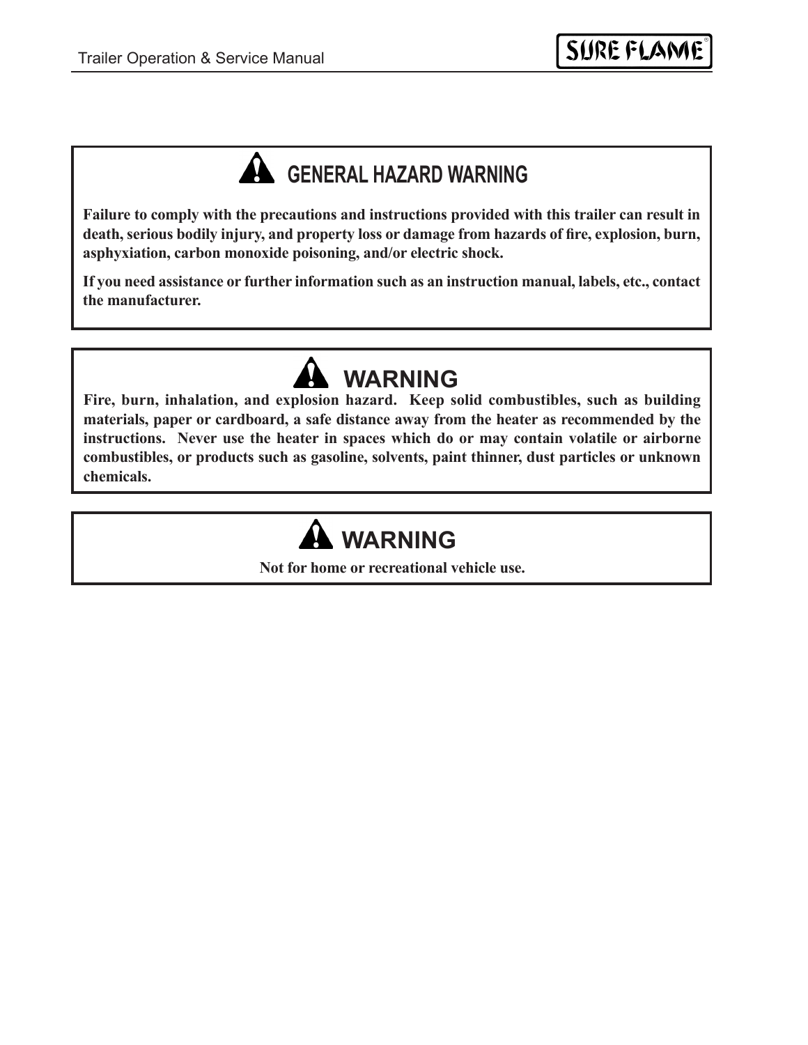## GENERAL HAZARD WARNING

**Failure to comply with the precautions and instructions provided with this trailer can result in death, serious bodily injury, and property loss or damage from hazards of fire, explosion, burn, asphyxiation, carbon monoxide poisoning, and/or electric shock.**

**If you need assistance or further information such as an instruction manual, labels, etc., contact the manufacturer.**

## WARNING

**Fire, burn, inhalation, and explosion hazard. Keep solid combustibles, such as building materials, paper or cardboard, a safe distance away from the heater as recommended by the instructions. Never use the heater in spaces which do or may contain volatile or airborne combustibles, or products such as gasoline, solvents, paint thinner, dust particles or unknown chemicals.**

## WARNING

**Not for home or recreational vehicle use.**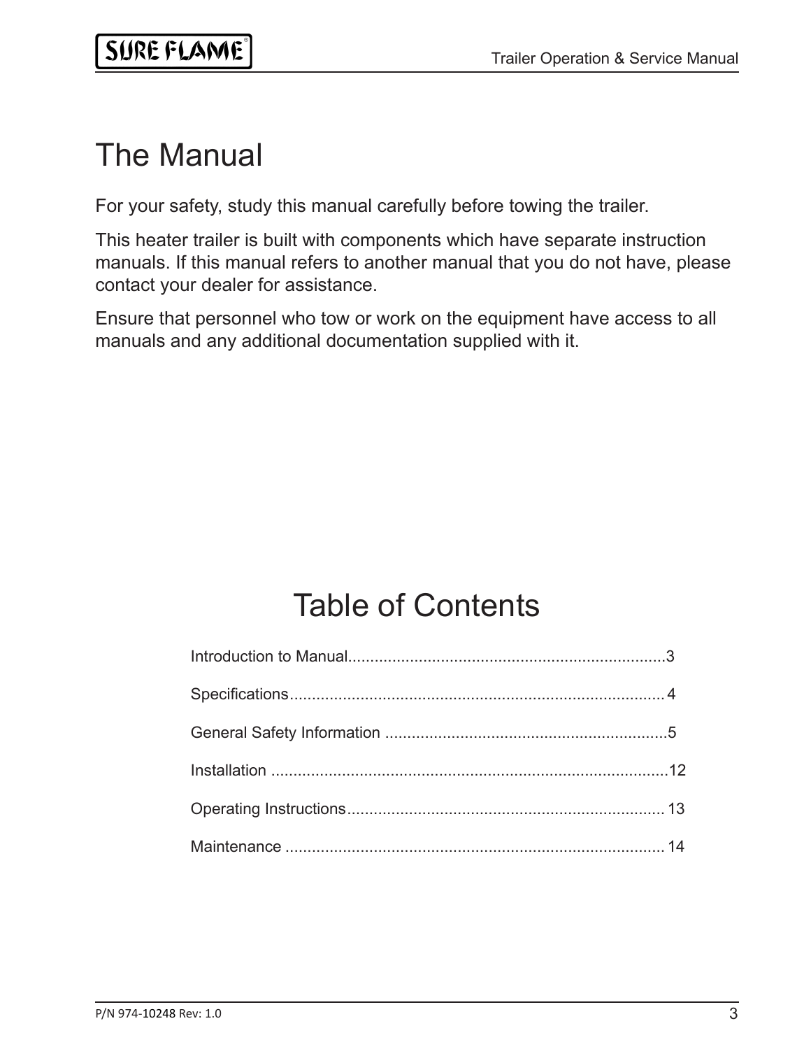# The Manual

For your safety, study this manual carefully before towing the trailer.

This heater trailer is built with components which have separate instruction manuals. If this manual refers to another manual that you do not have, please contact your dealer for assistance.

Ensure that personnel who tow or work on the equipment have access to all manuals and any additional documentation supplied with it.

# Table of Contents

Introduction to Manual........................................................................3

Specifications..................................................................................... 4

General Safety Information ................................................................5

Installation ..........................................................................................12

Operating Instructions........................................................................ 13

Maintenance ...................................................................................... 14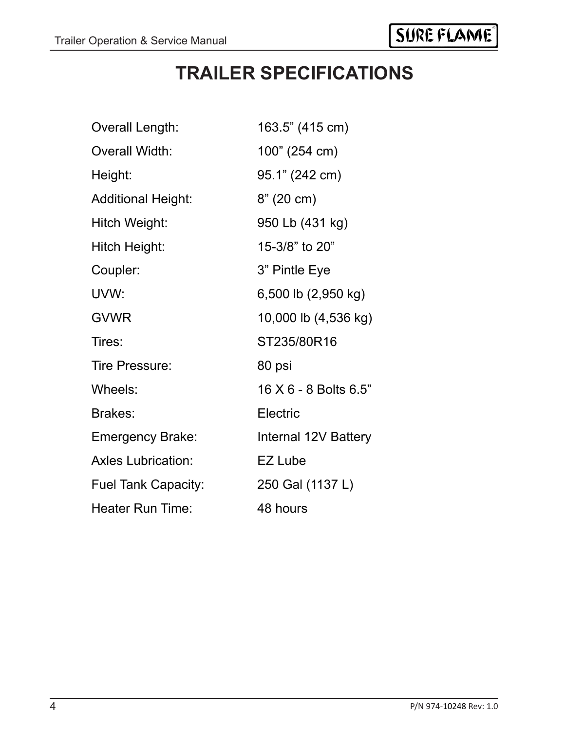# TRAILER SPECIFICATIONS

| | |
|---|---|
| Overall Length: | 163.5” (415 cm) |
| Overall Width: | 100” (254 cm) |
| Height: | 95.1” (242 cm) |
| Additional Height: | 8” (20 cm) |
| Hitch Weight: | 950 Lb (431 kg) |
| Hitch Height: | 15-3/8” to 20” |
| Coupler: | 3” Pintle Eye |
| UVW: | 6,500 lb (2,950 kg) |
| GVWR | 10,000 lb (4,536 kg) |
| Tires: | ST235/80R16 |
| Tire Pressure: | 80 psi |
| Wheels: | 16 X 6 - 8 Bolts 6.5” |
| Brakes: | Electric |
| Emergency Brake: | Internal 12V Battery |
| Axles Lubrication: | EZ Lube |
| Fuel Tank Capacity: | 250 Gal (1137 L) |
| Heater Run Time: | 48 hours |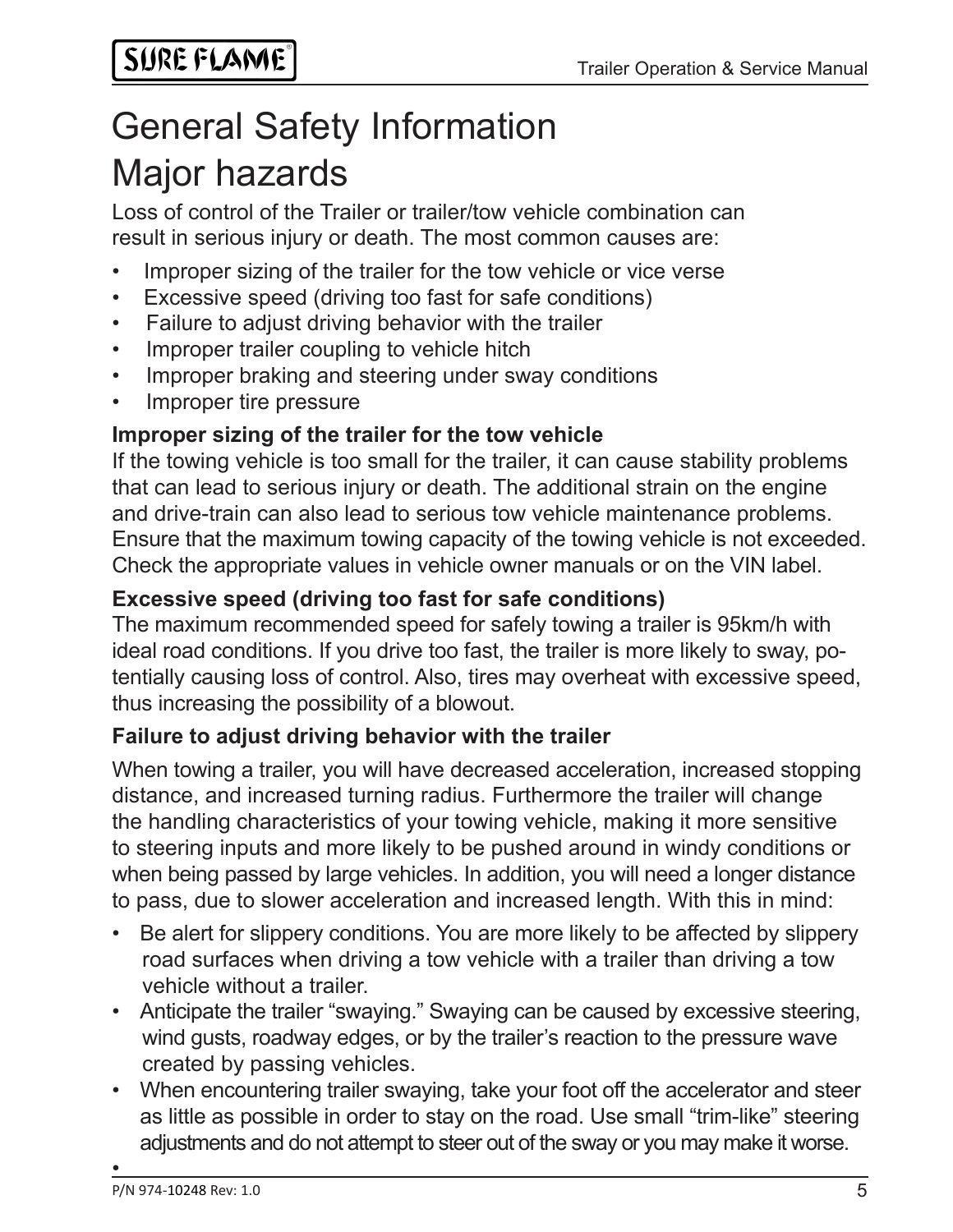# General Safety Information

# Major hazards

Loss of control of the Trailer or trailer/tow vehicle combination can result in serious injury or death. The most common causes are:

- Improper sizing of the trailer for the tow vehicle or vice verse
- Excessive speed (driving too fast for safe conditions)
- Failure to adjust driving behavior with the trailer
- Improper trailer coupling to vehicle hitch
- Improper braking and steering under sway conditions
- Improper tire pressure

**Improper sizing of the trailer for the tow vehicle**

If the towing vehicle is too small for the trailer, it can cause stability problems that can lead to serious injury or death. The additional strain on the engine and drive-train can also lead to serious tow vehicle maintenance problems. Ensure that the maximum towing capacity of the towing vehicle is not exceeded. Check the appropriate values in vehicle owner manuals or on the VIN label.

**Excessive speed (driving too fast for safe conditions)**

The maximum recommended speed for safely towing a trailer is 95km/h with ideal road conditions. If you drive too fast, the trailer is more likely to sway, potentially causing loss of control. Also, tires may overheat with excessive speed, thus increasing the possibility of a blowout.

**Failure to adjust driving behavior with the trailer**

When towing a trailer, you will have decreased acceleration, increased stopping distance, and increased turning radius. Furthermore the trailer will change the handling characteristics of your towing vehicle, making it more sensitive to steering inputs and more likely to be pushed around in windy conditions or when being passed by large vehicles. In addition, you will need a longer distance to pass, due to slower acceleration and increased length. With this in mind:

- Be alert for slippery conditions. You are more likely to be affected by slippery road surfaces when driving a tow vehicle with a trailer than driving a tow vehicle without a trailer.
- Anticipate the trailer "swaying." Swaying can be caused by excessive steering, wind gusts, roadway edges, or by the trailer's reaction to the pressure wave created by passing vehicles.
- When encountering trailer swaying, take your foot off the accelerator and steer as little as possible in order to stay on the road. Use small "trim-like" steering adjustments and do not attempt to steer out of the sway or you may make it worse.
-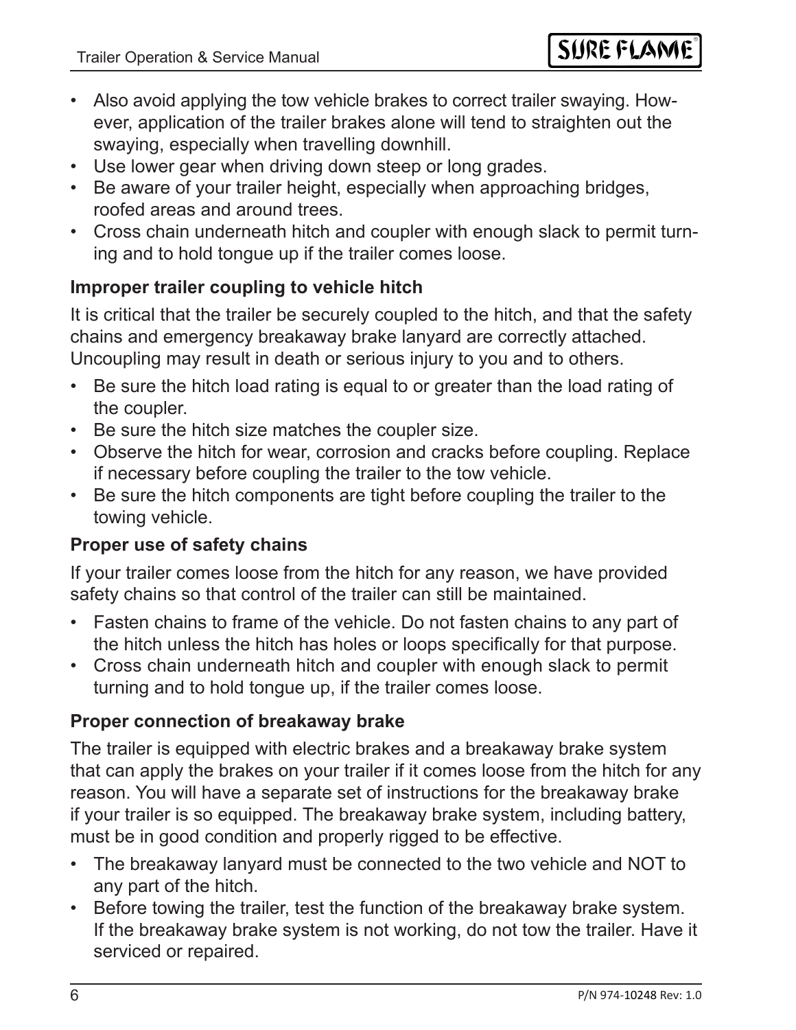- Also avoid applying the tow vehicle brakes to correct trailer swaying. However, application of the trailer brakes alone will tend to straighten out the swaying, especially when travelling downhill.
- Use lower gear when driving down steep or long grades.
- Be aware of your trailer height, especially when approaching bridges, roofed areas and around trees.
- Cross chain underneath hitch and coupler with enough slack to permit turning and to hold tongue up if the trailer comes loose.

### Improper trailer coupling to vehicle hitch

It is critical that the trailer be securely coupled to the hitch, and that the safety chains and emergency breakaway brake lanyard are correctly attached. Uncoupling may result in death or serious injury to you and to others.

- Be sure the hitch load rating is equal to or greater than the load rating of the coupler.
- Be sure the hitch size matches the coupler size.
- Observe the hitch for wear, corrosion and cracks before coupling. Replace if necessary before coupling the trailer to the tow vehicle.
- Be sure the hitch components are tight before coupling the trailer to the towing vehicle.

### Proper use of safety chains

If your trailer comes loose from the hitch for any reason, we have provided safety chains so that control of the trailer can still be maintained.

- Fasten chains to frame of the vehicle. Do not fasten chains to any part of the hitch unless the hitch has holes or loops specifically for that purpose.
- Cross chain underneath hitch and coupler with enough slack to permit turning and to hold tongue up, if the trailer comes loose.

### Proper connection of breakaway brake

The trailer is equipped with electric brakes and a breakaway brake system that can apply the brakes on your trailer if it comes loose from the hitch for any reason. You will have a separate set of instructions for the breakaway brake if your trailer is so equipped. The breakaway brake system, including battery, must be in good condition and properly rigged to be effective.

- The breakaway lanyard must be connected to the two vehicle and NOT to any part of the hitch.
- Before towing the trailer, test the function of the breakaway brake system. If the breakaway brake system is not working, do not tow the trailer. Have it serviced or repaired.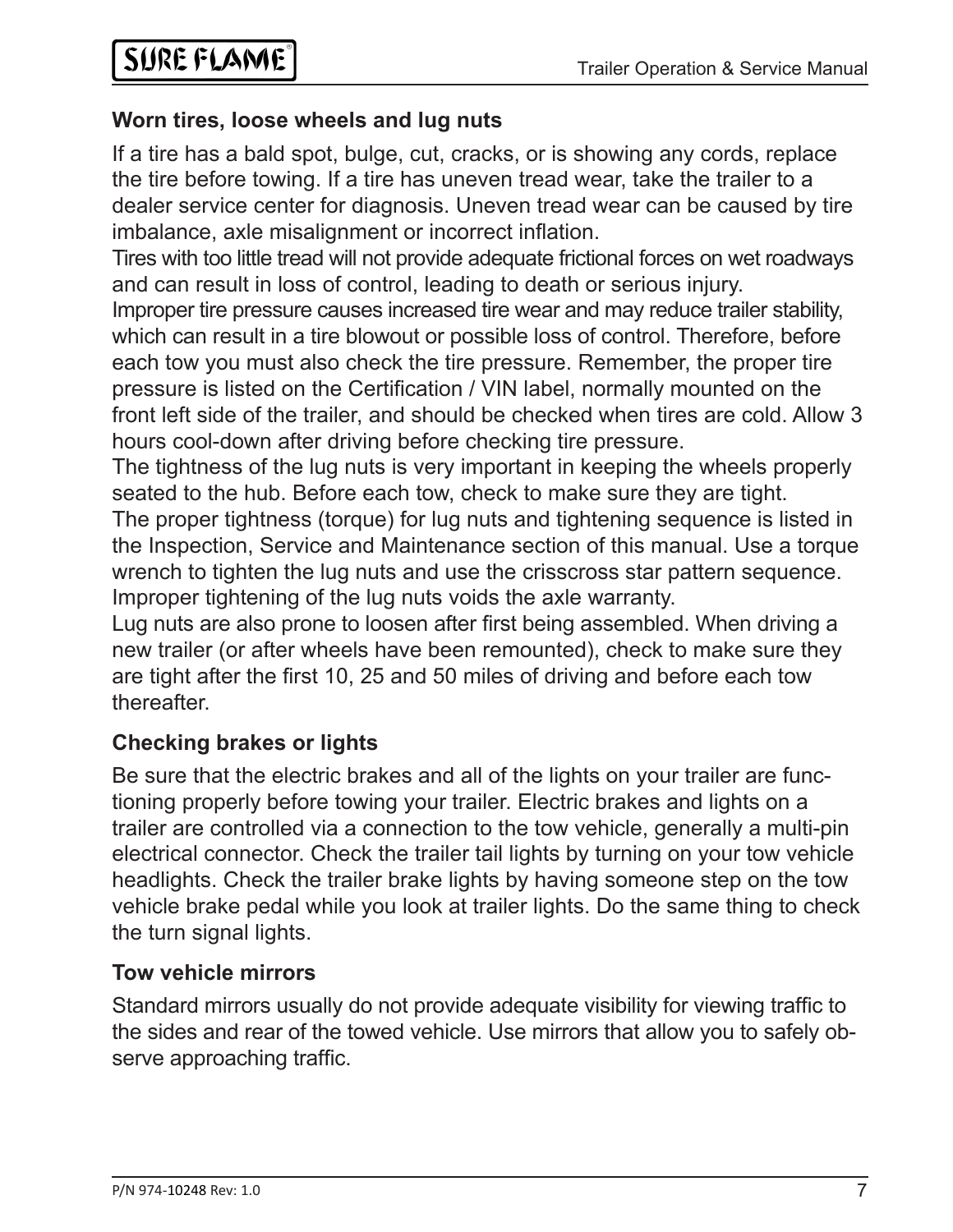### Worn tires, loose wheels and lug nuts

If a tire has a bald spot, bulge, cut, cracks, or is showing any cords, replace the tire before towing. If a tire has uneven tread wear, take the trailer to a dealer service center for diagnosis. Uneven tread wear can be caused by tire imbalance, axle misalignment or incorrect inflation.

Tires with too little tread will not provide adequate frictional forces on wet roadways and can result in loss of control, leading to death or serious injury.

Improper tire pressure causes increased tire wear and may reduce trailer stability, which can result in a tire blowout or possible loss of control. Therefore, before each tow you must also check the tire pressure. Remember, the proper tire pressure is listed on the Certification / VIN label, normally mounted on the front left side of the trailer, and should be checked when tires are cold. Allow 3 hours cool-down after driving before checking tire pressure.

The tightness of the lug nuts is very important in keeping the wheels properly seated to the hub. Before each tow, check to make sure they are tight.

The proper tightness (torque) for lug nuts and tightening sequence is listed in the Inspection, Service and Maintenance section of this manual. Use a torque wrench to tighten the lug nuts and use the crisscross star pattern sequence. Improper tightening of the lug nuts voids the axle warranty.

Lug nuts are also prone to loosen after first being assembled. When driving a new trailer (or after wheels have been remounted), check to make sure they are tight after the first 10, 25 and 50 miles of driving and before each tow thereafter.

### Checking brakes or lights

Be sure that the electric brakes and all of the lights on your trailer are functioning properly before towing your trailer. Electric brakes and lights on a trailer are controlled via a connection to the tow vehicle, generally a multi-pin electrical connector. Check the trailer tail lights by turning on your tow vehicle headlights. Check the trailer brake lights by having someone step on the tow vehicle brake pedal while you look at trailer lights. Do the same thing to check the turn signal lights.

### Tow vehicle mirrors

Standard mirrors usually do not provide adequate visibility for viewing traffic to the sides and rear of the towed vehicle. Use mirrors that allow you to safely observe approaching traffic.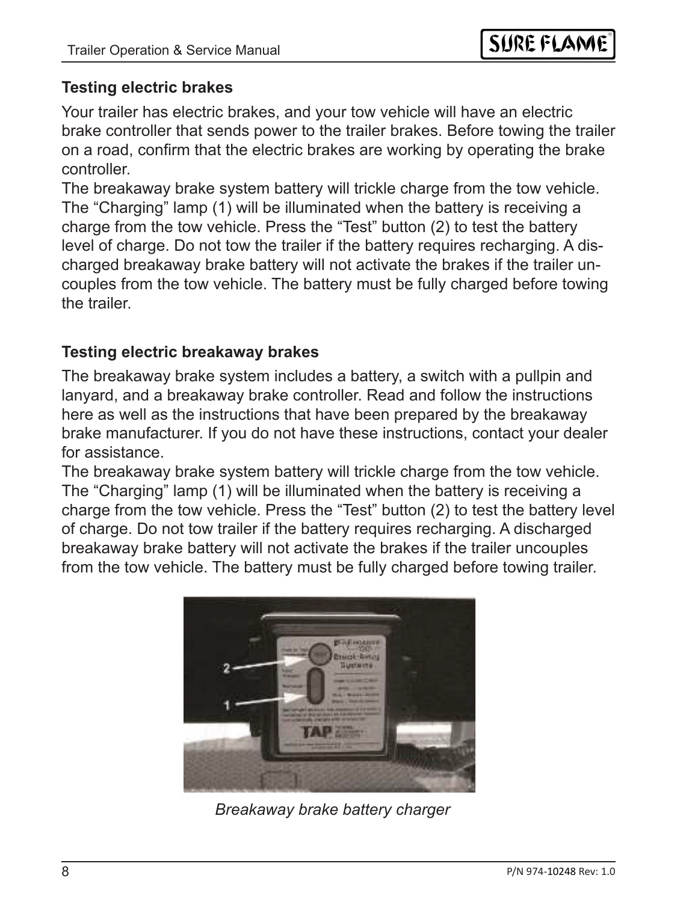## Testing electric brakes

Your trailer has electric brakes, and your tow vehicle will have an electric brake controller that sends power to the trailer brakes. Before towing the trailer on a road, confirm that the electric brakes are working by operating the brake controller.
The breakaway brake system battery will trickle charge from the tow vehicle. The "Charging" lamp (1) will be illuminated when the battery is receiving a charge from the tow vehicle. Press the "Test" button (2) to test the battery level of charge. Do not tow the trailer if the battery requires recharging. A discharged breakaway brake battery will not activate the brakes if the trailer uncouples from the tow vehicle. The battery must be fully charged before towing the trailer.

## Testing electric breakaway brakes

The breakaway brake system includes a battery, a switch with a pullpin and lanyard, and a breakaway brake controller. Read and follow the instructions here as well as the instructions that have been prepared by the breakaway brake manufacturer. If you do not have these instructions, contact your dealer for assistance.
The breakaway brake system battery will trickle charge from the tow vehicle. The "Charging" lamp (1) will be illuminated when the battery is receiving a charge from the tow vehicle. Press the "Test" button (2) to test the battery level of charge. Do not tow trailer if the battery requires recharging. A discharged breakaway brake battery will not activate the brakes if the trailer uncouples from the tow vehicle. The battery must be fully charged before towing trailer.

*Breakaway brake battery charger*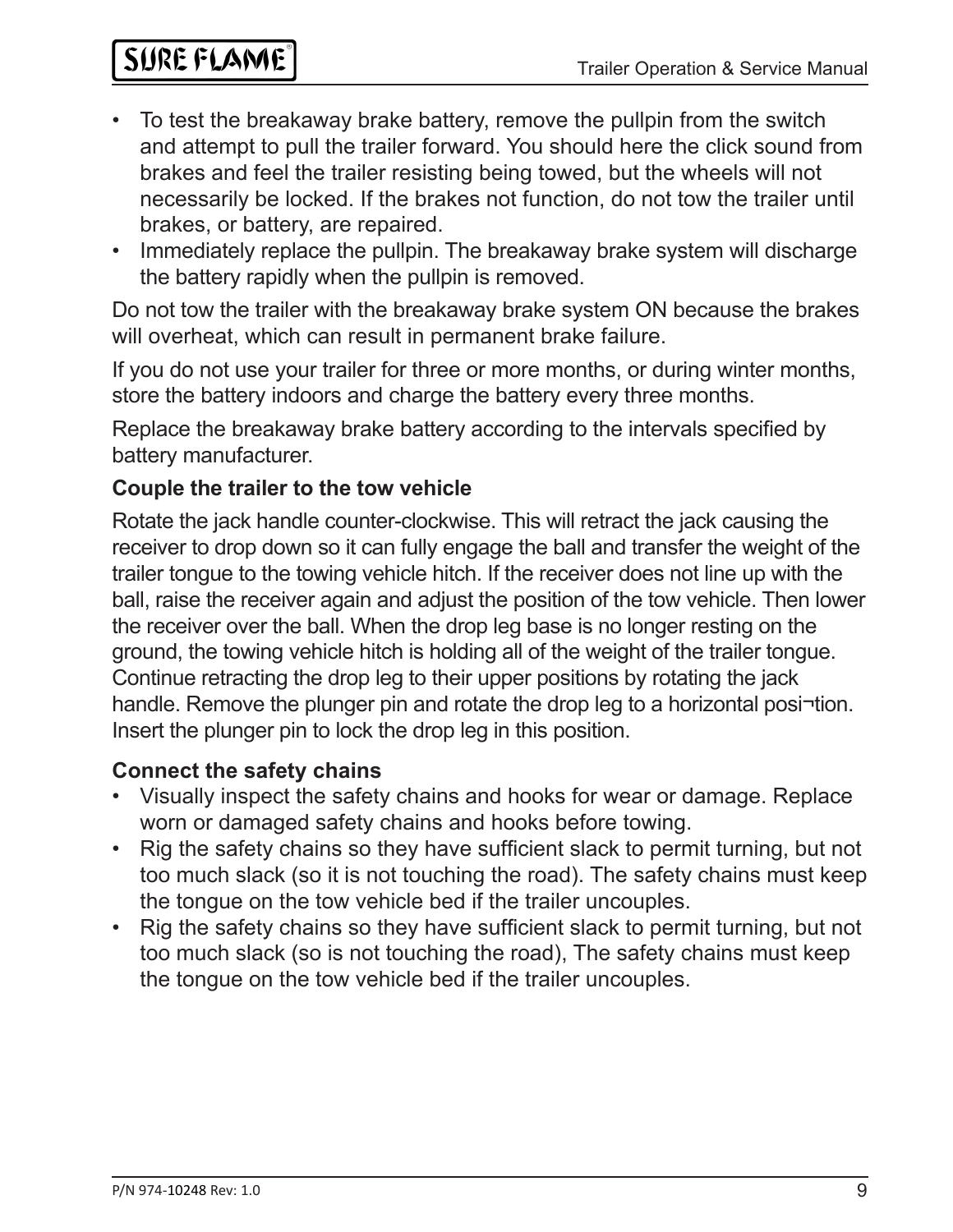- To test the breakaway brake battery, remove the pullpin from the switch and attempt to pull the trailer forward. You should here the click sound from brakes and feel the trailer resisting being towed, but the wheels will not necessarily be locked. If the brakes not function, do not tow the trailer until brakes, or battery, are repaired.
- Immediately replace the pullpin. The breakaway brake system will discharge the battery rapidly when the pullpin is removed.

Do not tow the trailer with the breakaway brake system ON because the brakes will overheat, which can result in permanent brake failure.

If you do not use your trailer for three or more months, or during winter months, store the battery indoors and charge the battery every three months.

Replace the breakaway brake battery according to the intervals specified by battery manufacturer.

**Couple the trailer to the tow vehicle**

Rotate the jack handle counter-clockwise. This will retract the jack causing the receiver to drop down so it can fully engage the ball and transfer the weight of the trailer tongue to the towing vehicle hitch. If the receiver does not line up with the ball, raise the receiver again and adjust the position of the tow vehicle. Then lower the receiver over the ball. When the drop leg base is no longer resting on the ground, the towing vehicle hitch is holding all of the weight of the trailer tongue. Continue retracting the drop leg to their upper positions by rotating the jack handle. Remove the plunger pin and rotate the drop leg to a horizontal posi¬tion. Insert the plunger pin to lock the drop leg in this position.

**Connect the safety chains**

- Visually inspect the safety chains and hooks for wear or damage. Replace worn or damaged safety chains and hooks before towing.
- Rig the safety chains so they have sufficient slack to permit turning, but not too much slack (so it is not touching the road). The safety chains must keep the tongue on the tow vehicle bed if the trailer uncouples.
- Rig the safety chains so they have sufficient slack to permit turning, but not too much slack (so is not touching the road), The safety chains must keep the tongue on the tow vehicle bed if the trailer uncouples.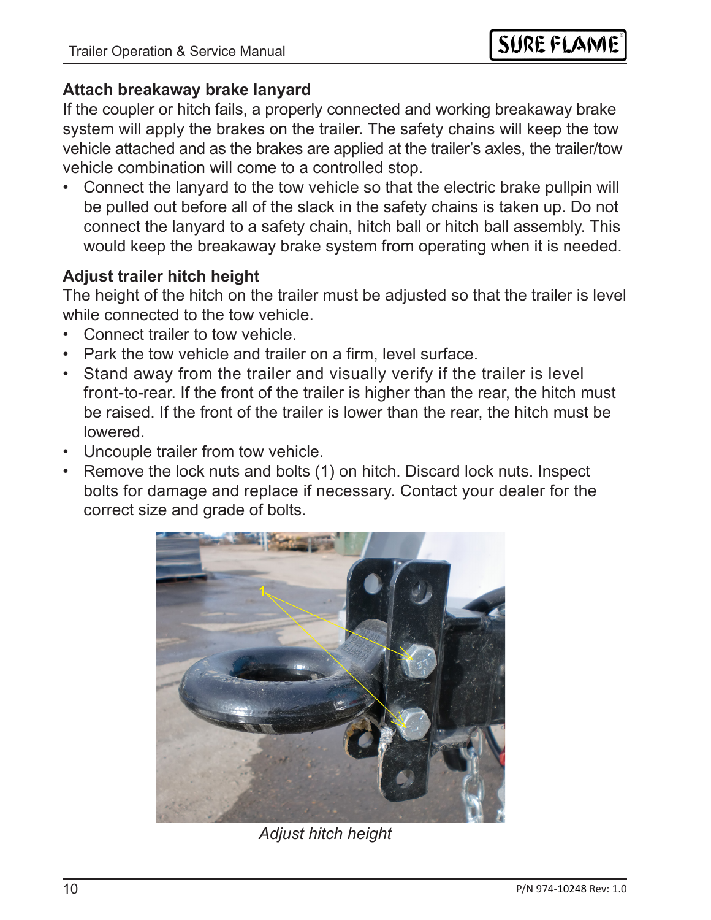## Attach breakaway brake lanyard

If the coupler or hitch fails, a properly connected and working breakaway brake system will apply the brakes on the trailer. The safety chains will keep the tow vehicle attached and as the brakes are applied at the trailer's axles, the trailer/tow vehicle combination will come to a controlled stop.

- Connect the lanyard to the tow vehicle so that the electric brake pullpin will be pulled out before all of the slack in the safety chains is taken up. Do not connect the lanyard to a safety chain, hitch ball or hitch ball assembly. This would keep the breakaway brake system from operating when it is needed.

## Adjust trailer hitch height

The height of the hitch on the trailer must be adjusted so that the trailer is level while connected to the tow vehicle.

- Connect trailer to tow vehicle.
- Park the tow vehicle and trailer on a firm, level surface.
- Stand away from the trailer and visually verify if the trailer is level front-to-rear. If the front of the trailer is higher than the rear, the hitch must be raised. If the front of the trailer is lower than the rear, the hitch must be lowered.
- Uncouple trailer from tow vehicle.
- Remove the lock nuts and bolts (1) on hitch. Discard lock nuts. Inspect bolts for damage and replace if necessary. Contact your dealer for the correct size and grade of bolts.

*Adjust hitch height*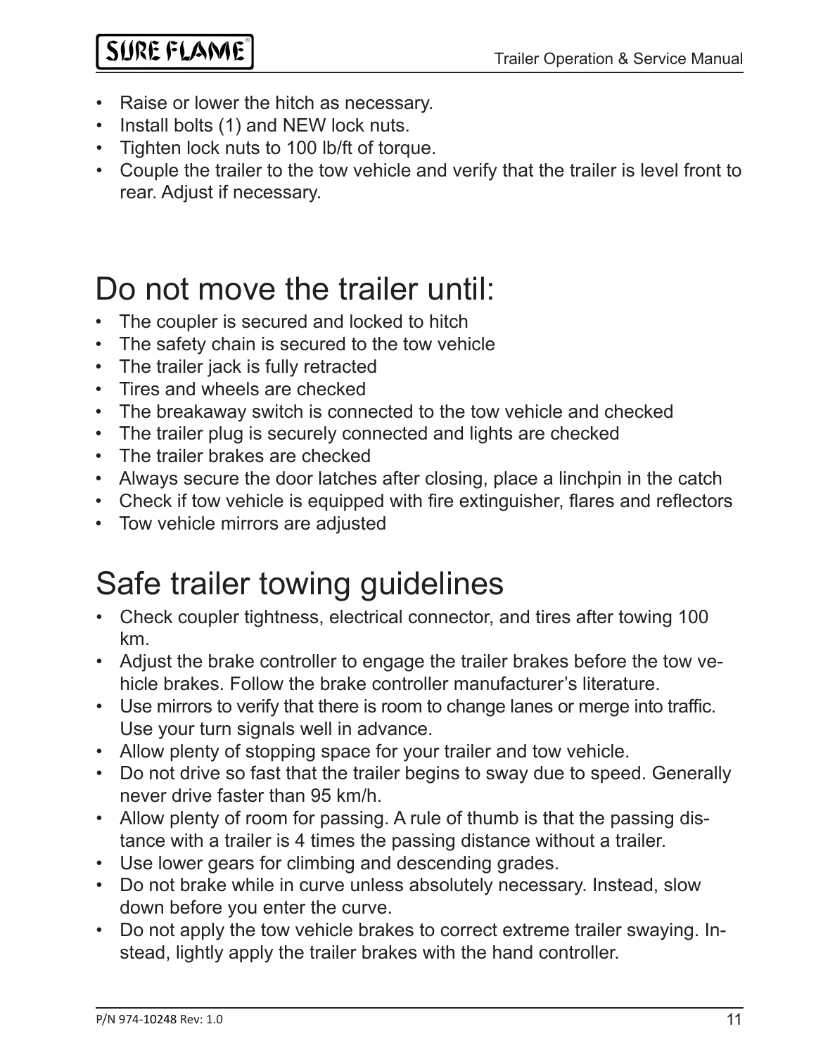- Raise or lower the hitch as necessary.
- Install bolts (1) and NEW lock nuts.
- Tighten lock nuts to 100 lb/ft of torque.
- Couple the trailer to the tow vehicle and verify that the trailer is level front to rear. Adjust if necessary.

# Do not move the trailer until:

- The coupler is secured and locked to hitch
- The safety chain is secured to the tow vehicle
- The trailer jack is fully retracted
- Tires and wheels are checked
- The breakaway switch is connected to the tow vehicle and checked
- The trailer plug is securely connected and lights are checked
- The trailer brakes are checked
- Always secure the door latches after closing, place a linchpin in the catch
- Check if tow vehicle is equipped with fire extinguisher, flares and reflectors
- Tow vehicle mirrors are adjusted

# Safe trailer towing guidelines

- Check coupler tightness, electrical connector, and tires after towing 100 km.
- Adjust the brake controller to engage the trailer brakes before the tow vehicle brakes. Follow the brake controller manufacturer's literature.
- Use mirrors to verify that there is room to change lanes or merge into traffic. Use your turn signals well in advance.
- Allow plenty of stopping space for your trailer and tow vehicle.
- Do not drive so fast that the trailer begins to sway due to speed. Generally never drive faster than 95 km/h.
- Allow plenty of room for passing. A rule of thumb is that the passing distance with a trailer is 4 times the passing distance without a trailer.
- Use lower gears for climbing and descending grades.
- Do not brake while in curve unless absolutely necessary. Instead, slow down before you enter the curve.
- Do not apply the tow vehicle brakes to correct extreme trailer swaying. Instead, lightly apply the trailer brakes with the hand controller.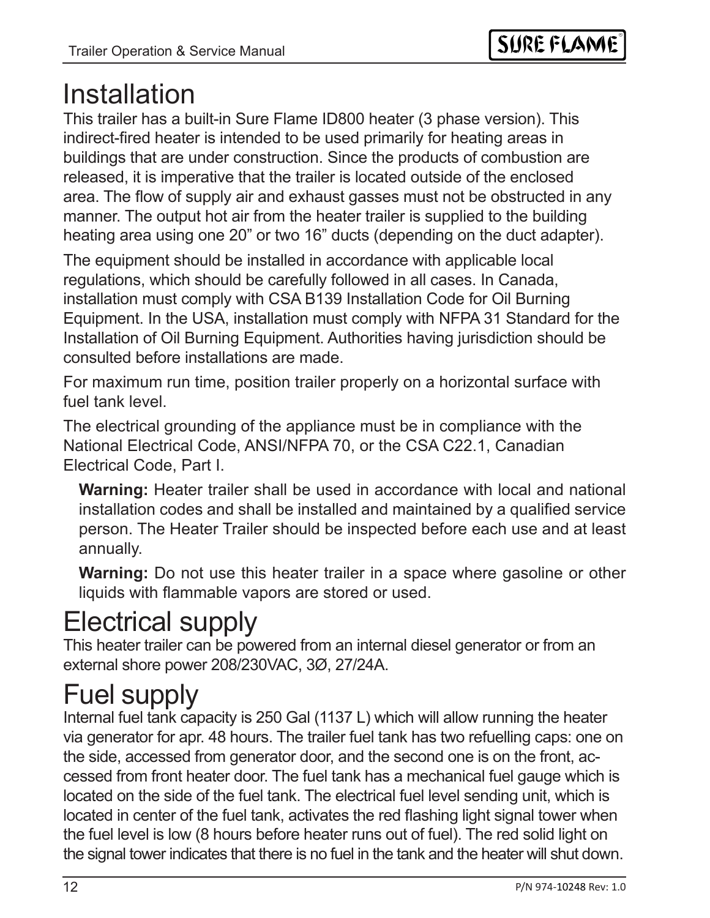# Installation

This trailer has a built-in Sure Flame ID800 heater (3 phase version). This indirect-fired heater is intended to be used primarily for heating areas in buildings that are under construction. Since the products of combustion are released, it is imperative that the trailer is located outside of the enclosed area. The flow of supply air and exhaust gasses must not be obstructed in any manner. The output hot air from the heater trailer is supplied to the building heating area using one 20” or two 16” ducts (depending on the duct adapter).

The equipment should be installed in accordance with applicable local regulations, which should be carefully followed in all cases. In Canada, installation must comply with CSA B139 Installation Code for Oil Burning Equipment. In the USA, installation must comply with NFPA 31 Standard for the Installation of Oil Burning Equipment. Authorities having jurisdiction should be consulted before installations are made.

For maximum run time, position trailer properly on a horizontal surface with fuel tank level.

The electrical grounding of the appliance must be in compliance with the National Electrical Code, ANSI/NFPA 70, or the CSA C22.1, Canadian Electrical Code, Part I.

> **Warning:** Heater trailer shall be used in accordance with local and national installation codes and shall be installed and maintained by a qualified service person. The Heater Trailer should be inspected before each use and at least annually.
>
> **Warning:** Do not use this heater trailer in a space where gasoline or other liquids with flammable vapors are stored or used.

# Electrical supply

This heater trailer can be powered from an internal diesel generator or from an external shore power 208/230VAC, 3Ø, 27/24A.

# Fuel supply

Internal fuel tank capacity is 250 Gal (1137 L) which will allow running the heater via generator for apr. 48 hours. The trailer fuel tank has two refuelling caps: one on the side, accessed from generator door, and the second one is on the front, accessed from front heater door. The fuel tank has a mechanical fuel gauge which is located on the side of the fuel tank. The electrical fuel level sending unit, which is located in center of the fuel tank, activates the red flashing light signal tower when the fuel level is low (8 hours before heater runs out of fuel). The red solid light on the signal tower indicates that there is no fuel in the tank and the heater will shut down.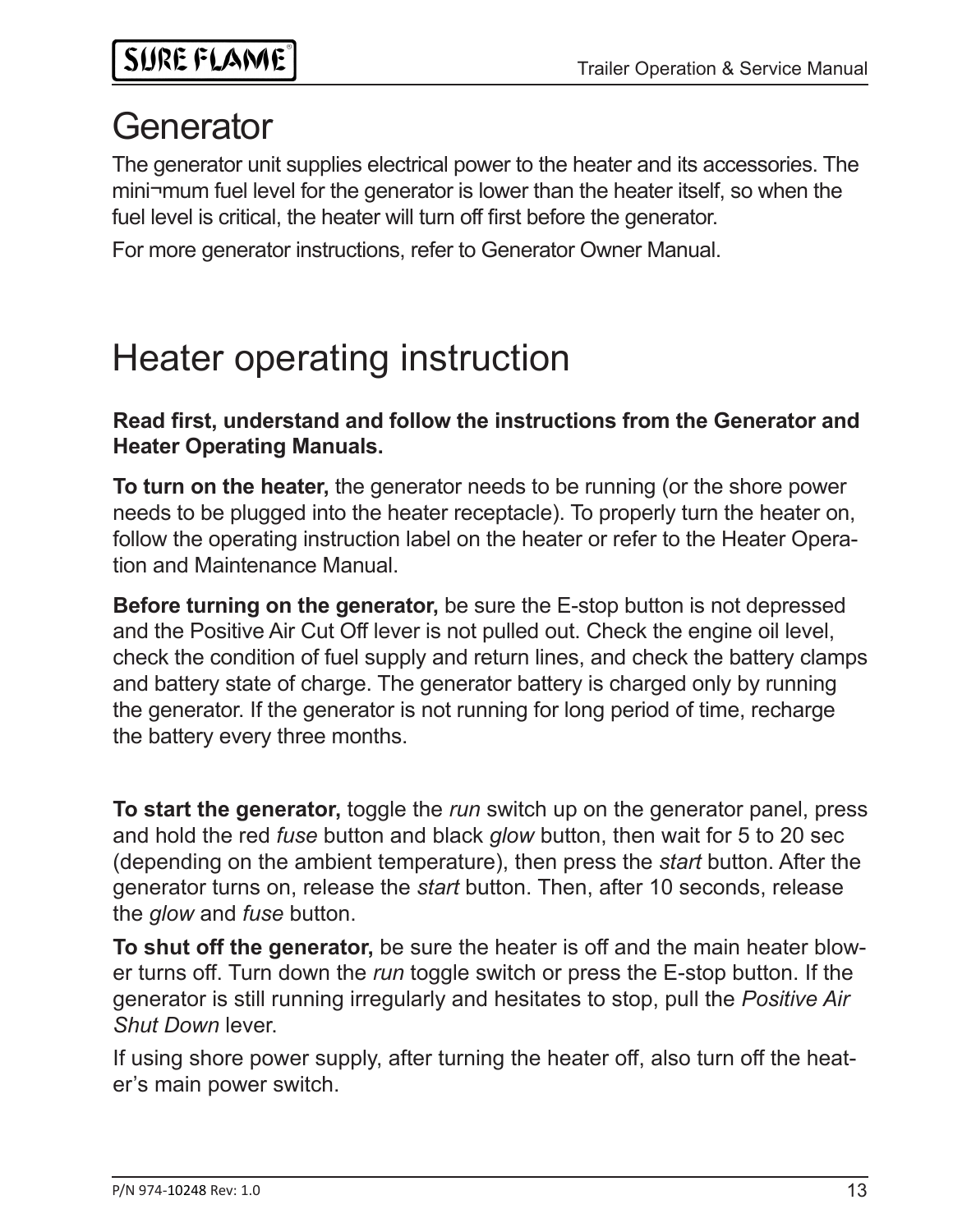# Generator

The generator unit supplies electrical power to the heater and its accessories. The mini¬mum fuel level for the generator is lower than the heater itself, so when the fuel level is critical, the heater will turn off first before the generator.

For more generator instructions, refer to Generator Owner Manual.

# Heater operating instruction

**Read first, understand and follow the instructions from the Generator and Heater Operating Manuals.**

**To turn on the heater,** the generator needs to be running (or the shore power needs to be plugged into the heater receptacle). To properly turn the heater on, follow the operating instruction label on the heater or refer to the Heater Operation and Maintenance Manual.

**Before turning on the generator,** be sure the E-stop button is not depressed and the Positive Air Cut Off lever is not pulled out. Check the engine oil level, check the condition of fuel supply and return lines, and check the battery clamps and battery state of charge. The generator battery is charged only by running the generator. If the generator is not running for long period of time, recharge the battery every three months.

**To start the generator,** toggle the *run* switch up on the generator panel, press and hold the red *fuse* button and black *glow* button, then wait for 5 to 20 sec (depending on the ambient temperature), then press the *start* button. After the generator turns on, release the *start* button. Then, after 10 seconds, release the *glow* and *fuse* button.

**To shut off the generator,** be sure the heater is off and the main heater blower turns off. Turn down the *run* toggle switch or press the E-stop button. If the generator is still running irregularly and hesitates to stop, pull the *Positive Air Shut Down* lever.

If using shore power supply, after turning the heater off, also turn off the heater's main power switch.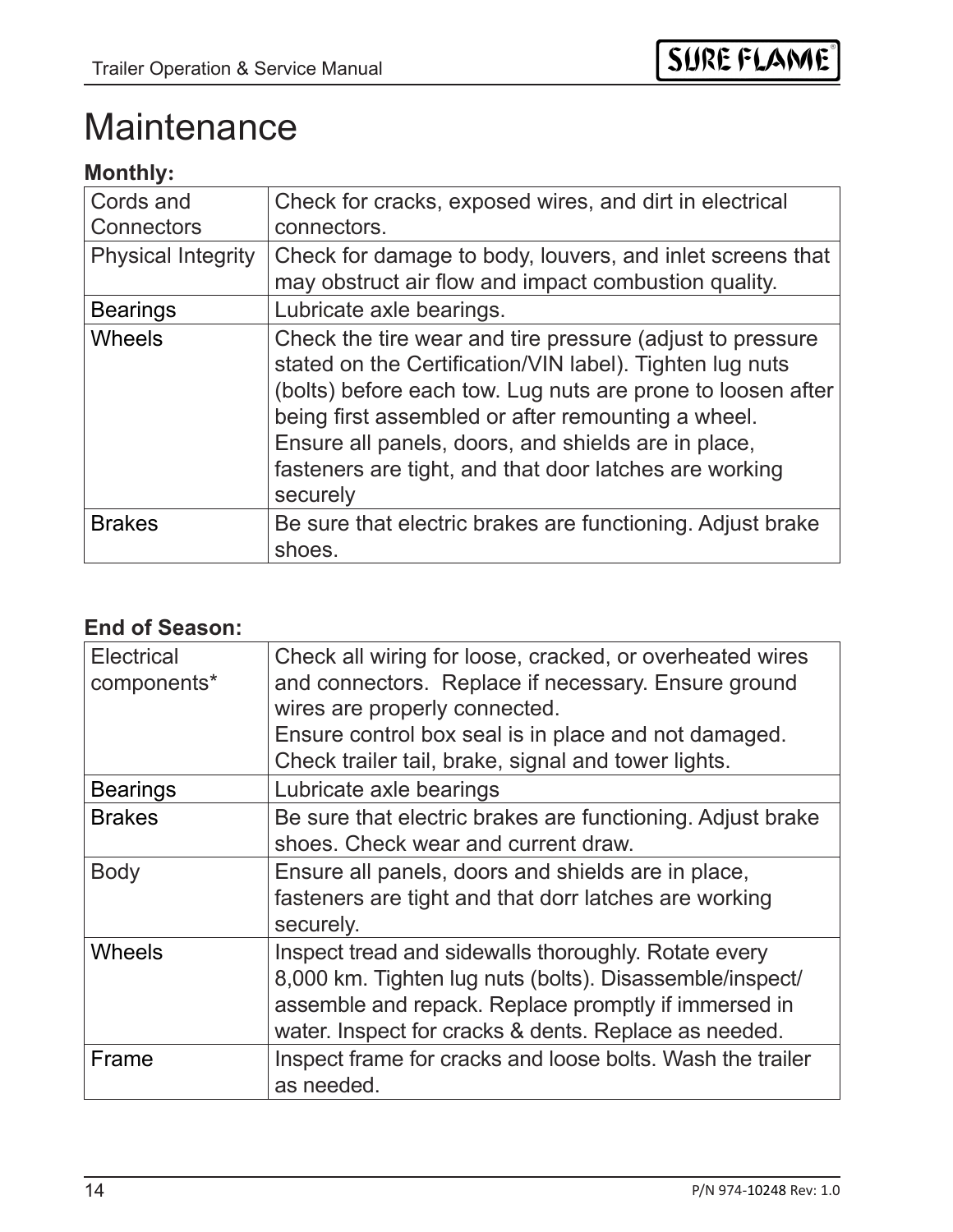# Maintenance

**Monthly:**

| Cords and Connectors | Check for cracks, exposed wires, and dirt in electrical connectors. |
|---|---|
| Physical Integrity | Check for damage to body, louvers, and inlet screens that may obstruct air flow and impact combustion quality. |
| Bearings | Lubricate axle bearings. |
| Wheels | Check the tire wear and tire pressure (adjust to pressure stated on the Certification/VIN label). Tighten lug nuts (bolts) before each tow. Lug nuts are prone to loosen after being first assembled or after remounting a wheel. Ensure all panels, doors, and shields are in place, fasteners are tight, and that door latches are working securely |
| Brakes | Be sure that electric brakes are functioning. Adjust brake shoes. |

**End of Season:**

| Electrical components* | Check all wiring for loose, cracked, or overheated wires and connectors. Replace if necessary. Ensure ground wires are properly connected. Ensure control box seal is in place and not damaged. Check trailer tail, brake, signal and tower lights. |
|---|---|
| Bearings | Lubricate axle bearings |
| Brakes | Be sure that electric brakes are functioning. Adjust brake shoes. Check wear and current draw. |
| Body | Ensure all panels, doors and shields are in place, fasteners are tight and that dorr latches are working securely. |
| Wheels | Inspect tread and sidewalls thoroughly. Rotate every 8,000 km. Tighten lug nuts (bolts). Disassemble/inspect/assemble and repack. Replace promptly if immersed in water. Inspect for cracks & dents. Replace as needed. |
| Frame | Inspect frame for cracks and loose bolts. Wash the trailer as needed. |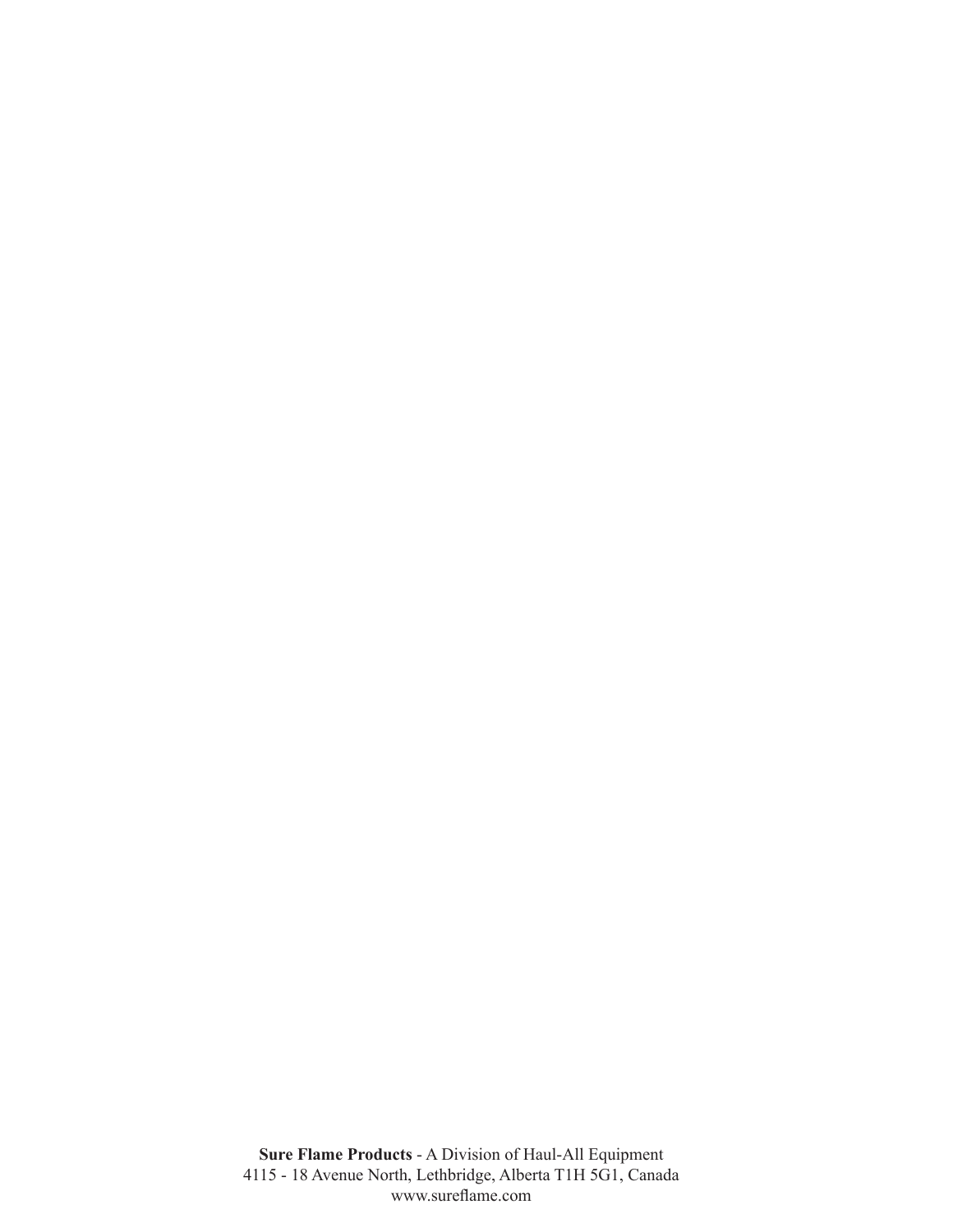**Sure Flame Products** - A Division of Haul-All Equipment
4115 - 18 Avenue North, Lethbridge, Alberta T1H 5G1, Canada
www.sureflame.com